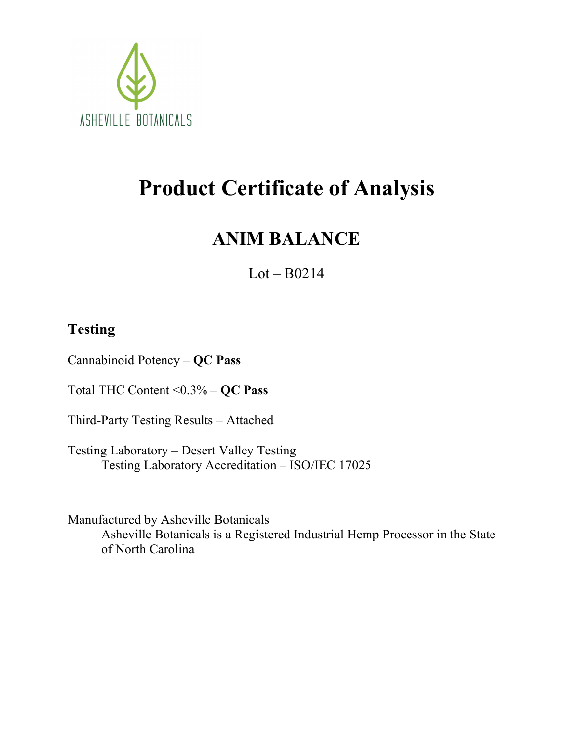ASHEVILLE BOTANICALS

# Product Certificate of Analysis

## ANIM BALANCE

Lot – B0214

### Testing

Cannabinoid Potency – **QC Pass**

Total THC Content <0.3% – **QC Pass**

Third-Party Testing Results – Attached

Testing Laboratory – Desert Valley Testing
Testing Laboratory Accreditation – ISO/IEC 17025

Manufactured by Asheville Botanicals
Asheville Botanicals is a Registered Industrial Hemp Processor in the State of North Carolina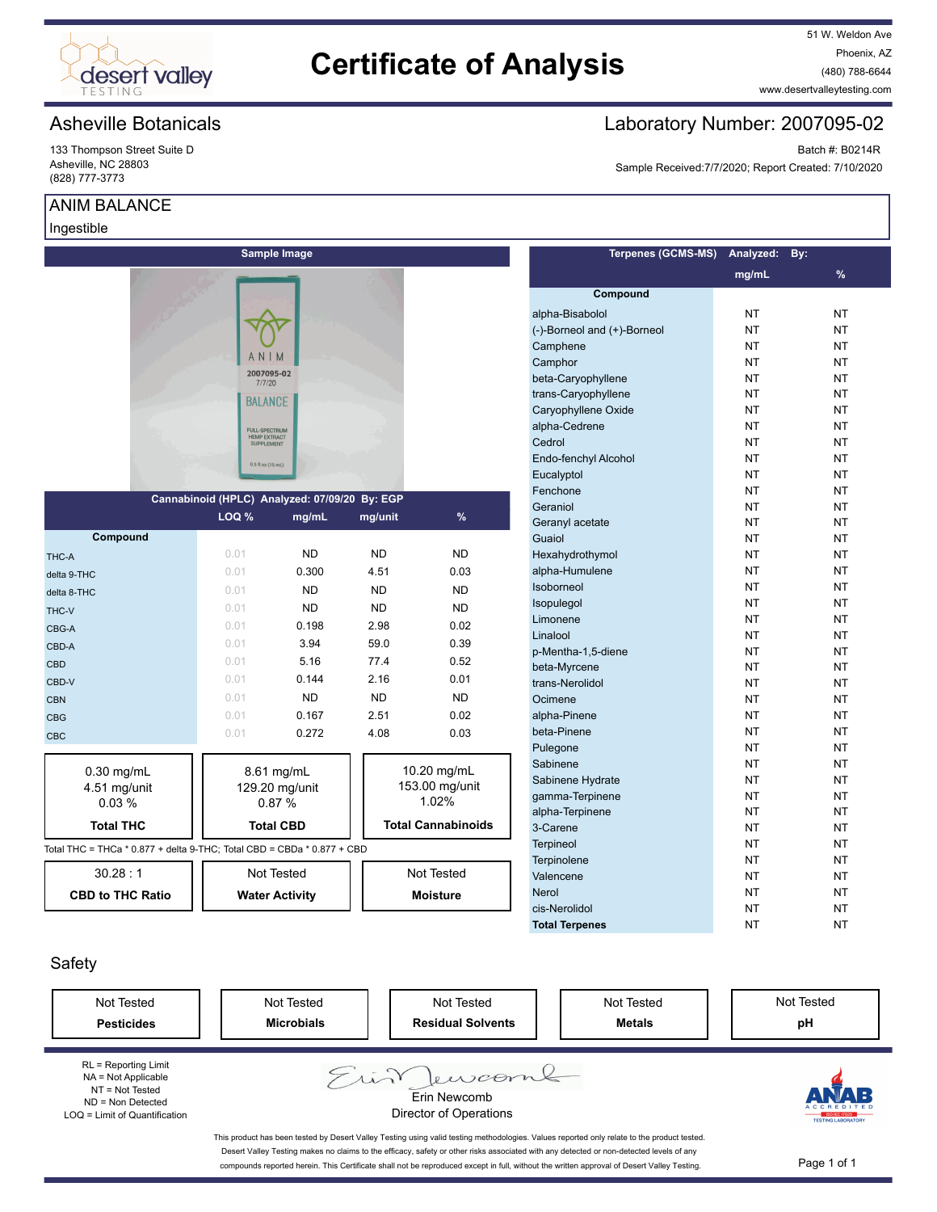# Certificate of Analysis

desert valley TESTING

51 W. Weldon Ave
Phoenix, AZ
(480) 788-6644
www.desertvalleytesting.com

## Asheville Botanicals

133 Thompson Street Suite D
Asheville, NC 28803
(828) 777-3773

## Laboratory Number: 2007095-02

Batch #: B0214R
Sample Received:7/7/2020; Report Created: 7/10/2020

### ANIM BALANCE

Ingestible

**Sample Image**

**Cannabinoid (HPLC) Analyzed: 07/09/20 By: EGP**

| Compound | LOQ % | mg/mL | mg/unit | % |
|---|---|---|---|---|
| THC-A | 0.01 | ND | ND | ND |
| delta 9-THC | 0.01 | 0.300 | 4.51 | 0.03 |
| delta 8-THC | 0.01 | ND | ND | ND |
| THC-V | 0.01 | ND | ND | ND |
| CBG-A | 0.01 | 0.198 | 2.98 | 0.02 |
| CBD-A | 0.01 | 3.94 | 59.0 | 0.39 |
| CBD | 0.01 | 5.16 | 77.4 | 0.52 |
| CBD-V | 0.01 | 0.144 | 2.16 | 0.01 |
| CBN | 0.01 | ND | ND | ND |
| CBG | 0.01 | 0.167 | 2.51 | 0.02 |
| CBC | 0.01 | 0.272 | 4.08 | 0.03 |

| Total THC | Total CBD | Total Cannabinoids |
|---|---|---|
| 0.30 mg/mL<br>4.51 mg/unit<br>0.03 % | 8.61 mg/mL<br>129.20 mg/unit<br>0.87 % | 10.20 mg/mL<br>153.00 mg/unit<br>1.02% |

Total THC = THCa * 0.877 + delta 9-THC; Total CBD = CBDa * 0.877 + CBD

| CBD to THC Ratio | Water Activity | Moisture |
|---|---|---|
| 30.28 : 1 | Not Tested | Not Tested |

**Terpenes (GCMS-MS) Analyzed: By:**

| Compound | mg/mL | % |
|---|---|---|
| alpha-Bisabolol | NT | NT |
| (-)-Borneol and (+)-Borneol | NT | NT |
| Camphene | NT | NT |
| Camphor | NT | NT |
| beta-Caryophyllene | NT | NT |
| trans-Caryophyllene | NT | NT |
| Caryophyllene Oxide | NT | NT |
| alpha-Cedrene | NT | NT |
| Cedrol | NT | NT |
| Endo-fenchyl Alcohol | NT | NT |
| Eucalyptol | NT | NT |
| Fenchone | NT | NT |
| Geraniol | NT | NT |
| Geranyl acetate | NT | NT |
| Guaiol | NT | NT |
| Hexahydrothymol | NT | NT |
| alpha-Humulene | NT | NT |
| Isoborneol | NT | NT |
| Isopulegol | NT | NT |
| Limonene | NT | NT |
| Linalool | NT | NT |
| p-Mentha-1,5-diene | NT | NT |
| beta-Myrcene | NT | NT |
| trans-Nerolidol | NT | NT |
| Ocimene | NT | NT |
| alpha-Pinene | NT | NT |
| beta-Pinene | NT | NT |
| Pulegone | NT | NT |
| Sabinene | NT | NT |
| Sabinene Hydrate | NT | NT |
| gamma-Terpinene | NT | NT |
| alpha-Terpinene | NT | NT |
| 3-Carene | NT | NT |
| Terpineol | NT | NT |
| Terpinolene | NT | NT |
| Valencene | NT | NT |
| Nerol | NT | NT |
| cis-Nerolidol | NT | NT |
| **Total Terpenes** | NT | NT |

## Safety

| Pesticides | Microbials | Residual Solvents | Metals | pH |
|---|---|---|---|---|
| Not Tested | Not Tested | Not Tested | Not Tested | Not Tested |

RL = Reporting Limit
NA = Not Applicable
NT = Not Tested
ND = Non Detected
LOQ = Limit of Quantification

Erin Newcomb
Director of Operations

ANAB ACCREDITED ISO/IEC 17025 TESTING LABORATORY

This product has been tested by Desert Valley Testing using valid testing methodologies. Values reported only relate to the product tested. Desert Valley Testing makes no claims to the efficacy, safety or other risks associated with any detected or non-detected levels of any compounds reported herein. This Certificate shall not be reproduced except in full, without the written approval of Desert Valley Testing.